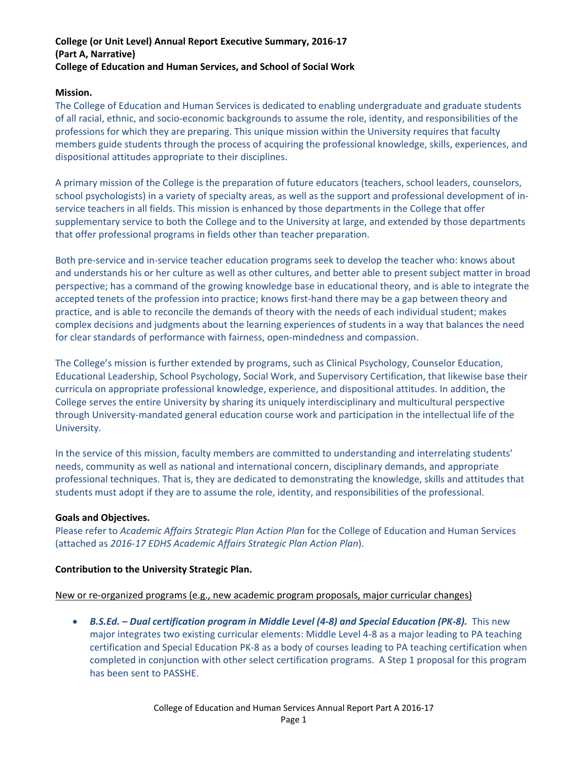**College (or Unit Level) Annual Report Executive Summary, 2016-17**
**(Part A, Narrative)**
**College of Education and Human Services, and School of Social Work**

**Mission.**

The College of Education and Human Services is dedicated to enabling undergraduate and graduate students of all racial, ethnic, and socio-economic backgrounds to assume the role, identity, and responsibilities of the professions for which they are preparing. This unique mission within the University requires that faculty members guide students through the process of acquiring the professional knowledge, skills, experiences, and dispositional attitudes appropriate to their disciplines.

A primary mission of the College is the preparation of future educators (teachers, school leaders, counselors, school psychologists) in a variety of specialty areas, as well as the support and professional development of in-service teachers in all fields. This mission is enhanced by those departments in the College that offer supplementary service to both the College and to the University at large, and extended by those departments that offer professional programs in fields other than teacher preparation.

Both pre-service and in-service teacher education programs seek to develop the teacher who: knows about and understands his or her culture as well as other cultures, and better able to present subject matter in broad perspective; has a command of the growing knowledge base in educational theory, and is able to integrate the accepted tenets of the profession into practice; knows first-hand there may be a gap between theory and practice, and is able to reconcile the demands of theory with the needs of each individual student; makes complex decisions and judgments about the learning experiences of students in a way that balances the need for clear standards of performance with fairness, open-mindedness and compassion.

The College's mission is further extended by programs, such as Clinical Psychology, Counselor Education, Educational Leadership, School Psychology, Social Work, and Supervisory Certification, that likewise base their curricula on appropriate professional knowledge, experience, and dispositional attitudes. In addition, the College serves the entire University by sharing its uniquely interdisciplinary and multicultural perspective through University-mandated general education course work and participation in the intellectual life of the University.

In the service of this mission, faculty members are committed to understanding and interrelating students' needs, community as well as national and international concern, disciplinary demands, and appropriate professional techniques. That is, they are dedicated to demonstrating the knowledge, skills and attitudes that students must adopt if they are to assume the role, identity, and responsibilities of the professional.

**Goals and Objectives.**

Please refer to *Academic Affairs Strategic Plan Action Plan* for the College of Education and Human Services (attached as *2016-17 EDHS Academic Affairs Strategic Plan Action Plan*).

**Contribution to the University Strategic Plan.**

<u>New or re-organized programs (e.g., new academic program proposals, major curricular changes)</u>

- ***B.S.Ed. – Dual certification program in Middle Level (4-8) and Special Education (PK-8).*** This new major integrates two existing curricular elements: Middle Level 4-8 as a major leading to PA teaching certification and Special Education PK-8 as a body of courses leading to PA teaching certification when completed in conjunction with other select certification programs. A Step 1 proposal for this program has been sent to PASSHE.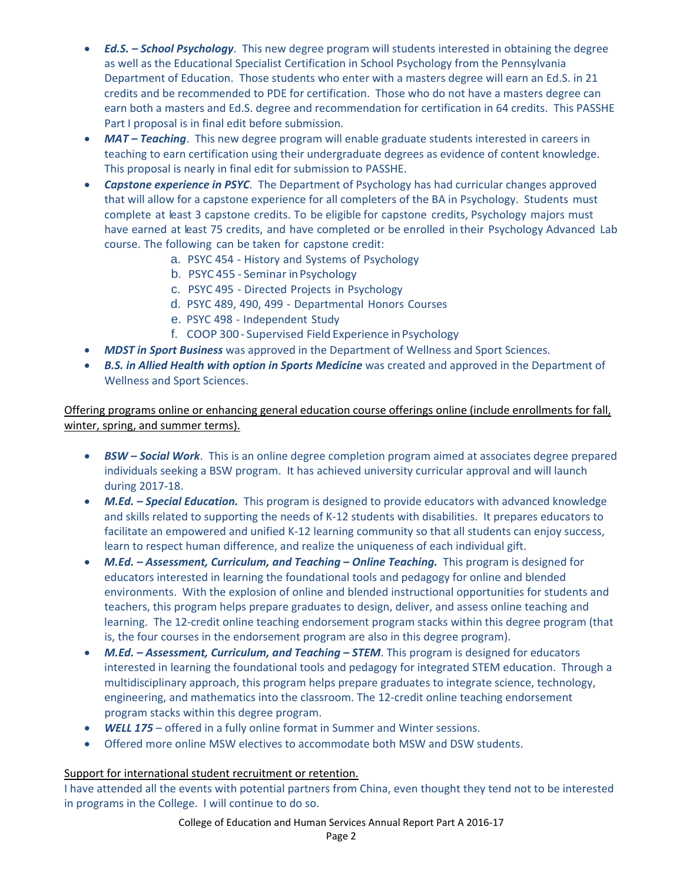- ***Ed.S. – School Psychology***. This new degree program will students interested in obtaining the degree as well as the Educational Specialist Certification in School Psychology from the Pennsylvania Department of Education. Those students who enter with a masters degree will earn an Ed.S. in 21 credits and be recommended to PDE for certification. Those who do not have a masters degree can earn both a masters and Ed.S. degree and recommendation for certification in 64 credits. This PASSHE Part I proposal is in final edit before submission.
- ***MAT – Teaching***. This new degree program will enable graduate students interested in careers in teaching to earn certification using their undergraduate degrees as evidence of content knowledge. This proposal is nearly in final edit for submission to PASSHE.
- ***Capstone experience in PSYC***. The Department of Psychology has had curricular changes approved that will allow for a capstone experience for all completers of the BA in Psychology. Students must complete at least 3 capstone credits. To be eligible for capstone credits, Psychology majors must have earned at least 75 credits, and have completed or be enrolled in their Psychology Advanced Lab course. The following can be taken for capstone credit:
    a. PSYC 454 - History and Systems of Psychology
    b. PSYC 455 - Seminar in Psychology
    c. PSYC 495 - Directed Projects in Psychology
    d. PSYC 489, 490, 499 - Departmental Honors Courses
    e. PSYC 498 - Independent Study
    f. COOP 300 - Supervised Field Experience in Psychology
- ***MDST in Sport Business*** was approved in the Department of Wellness and Sport Sciences.
- ***B.S. in Allied Health with option in Sports Medicine*** was created and approved in the Department of Wellness and Sport Sciences.

<u>Offering programs online or enhancing general education course offerings online (include enrollments for fall, winter, spring, and summer terms).</u>

- ***BSW – Social Work***. This is an online degree completion program aimed at associates degree prepared individuals seeking a BSW program. It has achieved university curricular approval and will launch during 2017-18.
- ***M.Ed. – Special Education.*** This program is designed to provide educators with advanced knowledge and skills related to supporting the needs of K-12 students with disabilities. It prepares educators to facilitate an empowered and unified K-12 learning community so that all students can enjoy success, learn to respect human difference, and realize the uniqueness of each individual gift.
- ***M.Ed. – Assessment, Curriculum, and Teaching – Online Teaching.*** This program is designed for educators interested in learning the foundational tools and pedagogy for online and blended environments. With the explosion of online and blended instructional opportunities for students and teachers, this program helps prepare graduates to design, deliver, and assess online teaching and learning. The 12-credit online teaching endorsement program stacks within this degree program (that is, the four courses in the endorsement program are also in this degree program).
- ***M.Ed. – Assessment, Curriculum, and Teaching – STEM***. This program is designed for educators interested in learning the foundational tools and pedagogy for integrated STEM education. Through a multidisciplinary approach, this program helps prepare graduates to integrate science, technology, engineering, and mathematics into the classroom. The 12-credit online teaching endorsement program stacks within this degree program.
- ***WELL 175*** – offered in a fully online format in Summer and Winter sessions.
- Offered more online MSW electives to accommodate both MSW and DSW students.

<u>Support for international student recruitment or retention.</u>

I have attended all the events with potential partners from China, even thought they tend not to be interested in programs in the College. I will continue to do so.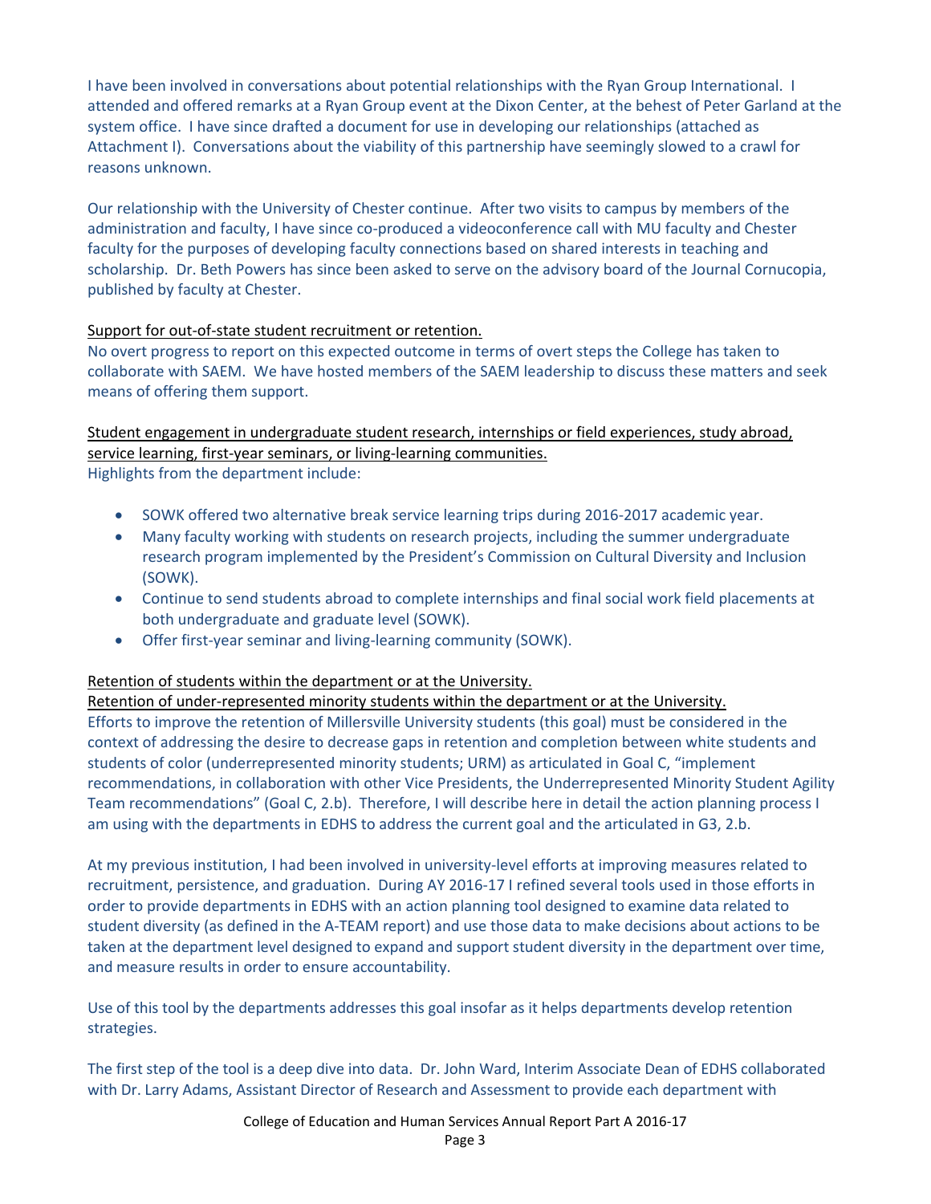I have been involved in conversations about potential relationships with the Ryan Group International. I attended and offered remarks at a Ryan Group event at the Dixon Center, at the behest of Peter Garland at the system office. I have since drafted a document for use in developing our relationships (attached as Attachment I). Conversations about the viability of this partnership have seemingly slowed to a crawl for reasons unknown.

Our relationship with the University of Chester continue. After two visits to campus by members of the administration and faculty, I have since co-produced a videoconference call with MU faculty and Chester faculty for the purposes of developing faculty connections based on shared interests in teaching and scholarship. Dr. Beth Powers has since been asked to serve on the advisory board of the Journal Cornucopia, published by faculty at Chester.

<u>Support for out-of-state student recruitment or retention.</u>

No overt progress to report on this expected outcome in terms of overt steps the College has taken to collaborate with SAEM. We have hosted members of the SAEM leadership to discuss these matters and seek means of offering them support.

<u>Student engagement in undergraduate student research, internships or field experiences, study abroad, service learning, first-year seminars, or living-learning communities.</u>

Highlights from the department include:

- SOWK offered two alternative break service learning trips during 2016-2017 academic year.
- Many faculty working with students on research projects, including the summer undergraduate research program implemented by the President's Commission on Cultural Diversity and Inclusion (SOWK).
- Continue to send students abroad to complete internships and final social work field placements at both undergraduate and graduate level (SOWK).
- Offer first-year seminar and living-learning community (SOWK).

<u>Retention of students within the department or at the University.</u>

<u>Retention of under-represented minority students within the department or at the University.</u>

Efforts to improve the retention of Millersville University students (this goal) must be considered in the context of addressing the desire to decrease gaps in retention and completion between white students and students of color (underrepresented minority students; URM) as articulated in Goal C, "implement recommendations, in collaboration with other Vice Presidents, the Underrepresented Minority Student Agility Team recommendations" (Goal C, 2.b). Therefore, I will describe here in detail the action planning process I am using with the departments in EDHS to address the current goal and the articulated in G3, 2.b.

At my previous institution, I had been involved in university-level efforts at improving measures related to recruitment, persistence, and graduation. During AY 2016-17 I refined several tools used in those efforts in order to provide departments in EDHS with an action planning tool designed to examine data related to student diversity (as defined in the A-TEAM report) and use those data to make decisions about actions to be taken at the department level designed to expand and support student diversity in the department over time, and measure results in order to ensure accountability.

Use of this tool by the departments addresses this goal insofar as it helps departments develop retention strategies.

The first step of the tool is a deep dive into data. Dr. John Ward, Interim Associate Dean of EDHS collaborated with Dr. Larry Adams, Assistant Director of Research and Assessment to provide each department with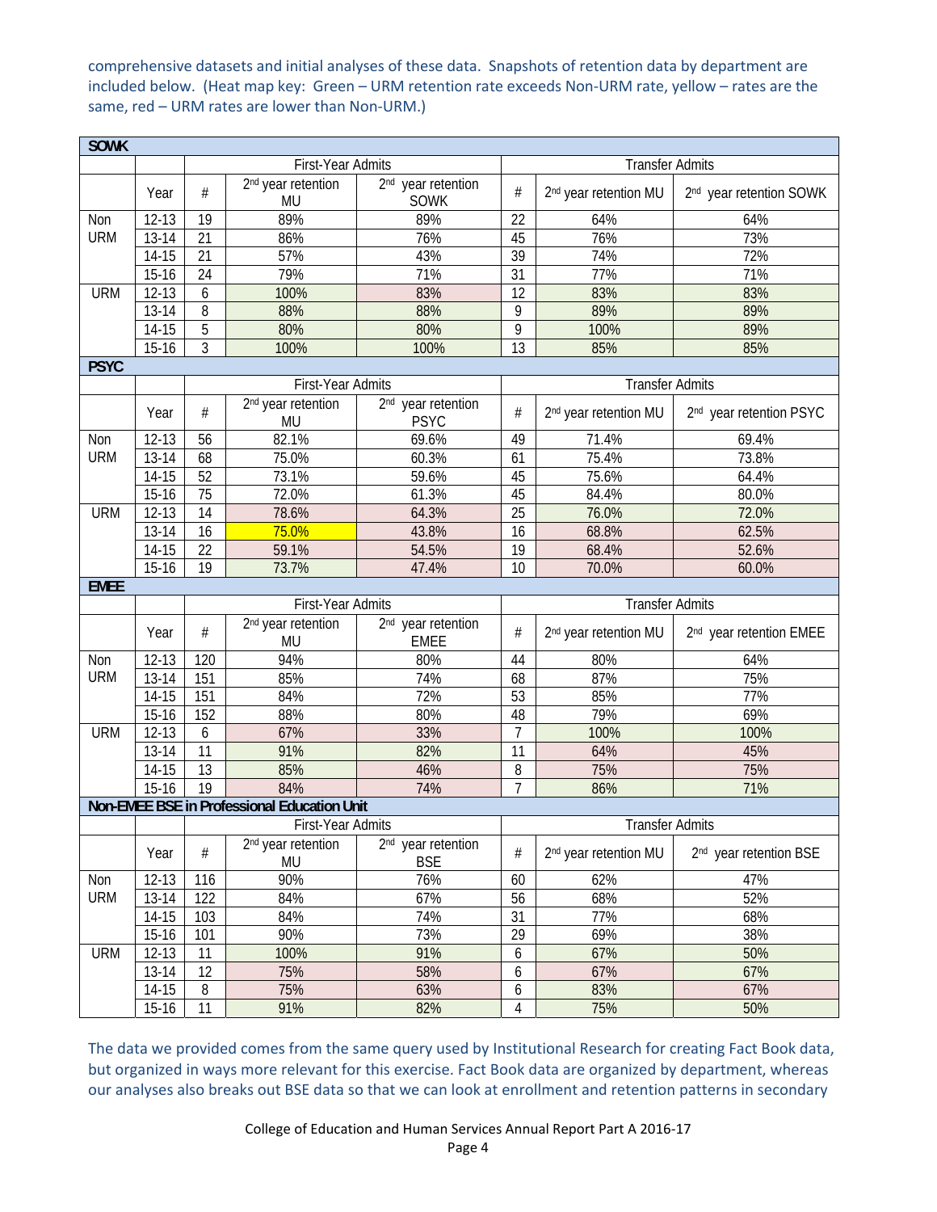comprehensive datasets and initial analyses of these data. Snapshots of retention data by department are included below. (Heat map key: Green – URM retention rate exceeds Non-URM rate, yellow – rates are the same, red – URM rates are lower than Non-URM.)

| SOWK | | | | | | | |
|---|---|---|---|---|---|---|---|
| | | First-Year Admits | | | Transfer Admits | | |
| | Year | # | 2nd year retention MU | 2nd year retention SOWK | # | 2nd year retention MU | 2nd year retention SOWK |
| Non URM | 12-13 | 19 | 89% | 89% | 22 | 64% | 64% |
| | 13-14 | 21 | 86% | 76% | 45 | 76% | 73% |
| | 14-15 | 21 | 57% | 43% | 39 | 74% | 72% |
| | 15-16 | 24 | 79% | 71% | 31 | 77% | 71% |
| URM | 12-13 | 6 | 100% | 83% | 12 | 83% | 83% |
| | 13-14 | 8 | 88% | 88% | 9 | 89% | 89% |
| | 14-15 | 5 | 80% | 80% | 9 | 100% | 89% |
| | 15-16 | 3 | 100% | 100% | 13 | 85% | 85% |

| PSYC | | | | | | | |
|---|---|---|---|---|---|---|---|
| | | First-Year Admits | | | Transfer Admits | | |
| | Year | # | 2nd year retention MU | 2nd year retention PSYC | # | 2nd year retention MU | 2nd year retention PSYC |
| Non URM | 12-13 | 56 | 82.1% | 69.6% | 49 | 71.4% | 69.4% |
| | 13-14 | 68 | 75.0% | 60.3% | 61 | 75.4% | 73.8% |
| | 14-15 | 52 | 73.1% | 59.6% | 45 | 75.6% | 64.4% |
| | 15-16 | 75 | 72.0% | 61.3% | 45 | 84.4% | 80.0% |
| URM | 12-13 | 14 | 78.6% | 64.3% | 25 | 76.0% | 72.0% |
| | 13-14 | 16 | 75.0% | 43.8% | 16 | 68.8% | 62.5% |
| | 14-15 | 22 | 59.1% | 54.5% | 19 | 68.4% | 52.6% |
| | 15-16 | 19 | 73.7% | 47.4% | 10 | 70.0% | 60.0% |

| EMEE | | | | | | | |
|---|---|---|---|---|---|---|---|
| | | First-Year Admits | | | Transfer Admits | | |
| | Year | # | 2nd year retention MU | 2nd year retention EMEE | # | 2nd year retention MU | 2nd year retention EMEE |
| Non URM | 12-13 | 120 | 94% | 80% | 44 | 80% | 64% |
| | 13-14 | 151 | 85% | 74% | 68 | 87% | 75% |
| | 14-15 | 151 | 84% | 72% | 53 | 85% | 77% |
| | 15-16 | 152 | 88% | 80% | 48 | 79% | 69% |
| URM | 12-13 | 6 | 67% | 33% | 7 | 100% | 100% |
| | 13-14 | 11 | 91% | 82% | 11 | 64% | 45% |
| | 14-15 | 13 | 85% | 46% | 8 | 75% | 75% |
| | 15-16 | 19 | 84% | 74% | 7 | 86% | 71% |

| Non-EMEE BSE in Professional Education Unit | | | | | | | |
|---|---|---|---|---|---|---|---|
| | | First-Year Admits | | | Transfer Admits | | |
| | Year | # | 2nd year retention MU | 2nd year retention BSE | # | 2nd year retention MU | 2nd year retention BSE |
| Non URM | 12-13 | 116 | 90% | 76% | 60 | 62% | 47% |
| | 13-14 | 122 | 84% | 67% | 56 | 68% | 52% |
| | 14-15 | 103 | 84% | 74% | 31 | 77% | 68% |
| | 15-16 | 101 | 90% | 73% | 29 | 69% | 38% |
| URM | 12-13 | 11 | 100% | 91% | 6 | 67% | 50% |
| | 13-14 | 12 | 75% | 58% | 6 | 67% | 67% |
| | 14-15 | 8 | 75% | 63% | 6 | 83% | 67% |
| | 15-16 | 11 | 91% | 82% | 4 | 75% | 50% |

The data we provided comes from the same query used by Institutional Research for creating Fact Book data, but organized in ways more relevant for this exercise. Fact Book data are organized by department, whereas our analyses also breaks out BSE data so that we can look at enrollment and retention patterns in secondary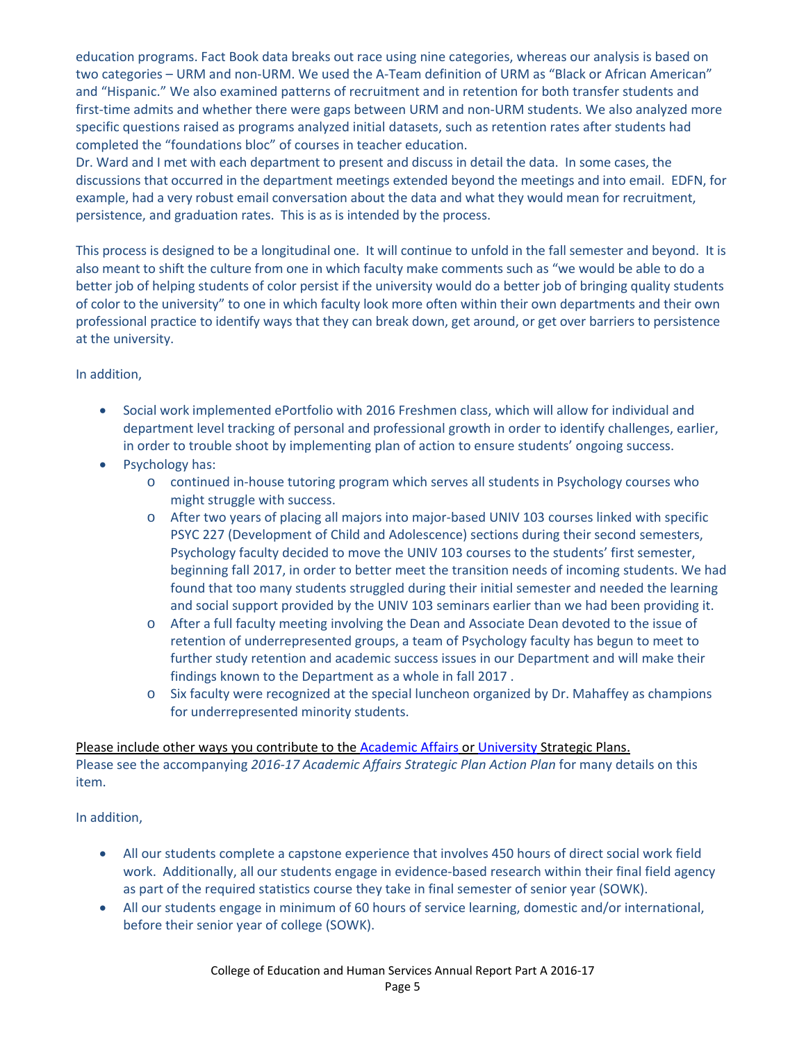education programs. Fact Book data breaks out race using nine categories, whereas our analysis is based on two categories – URM and non-URM. We used the A-Team definition of URM as "Black or African American" and "Hispanic." We also examined patterns of recruitment and in retention for both transfer students and first-time admits and whether there were gaps between URM and non-URM students. We also analyzed more specific questions raised as programs analyzed initial datasets, such as retention rates after students had completed the "foundations bloc" of courses in teacher education.

Dr. Ward and I met with each department to present and discuss in detail the data. In some cases, the discussions that occurred in the department meetings extended beyond the meetings and into email. EDFN, for example, had a very robust email conversation about the data and what they would mean for recruitment, persistence, and graduation rates. This is as is intended by the process.

This process is designed to be a longitudinal one. It will continue to unfold in the fall semester and beyond. It is also meant to shift the culture from one in which faculty make comments such as "we would be able to do a better job of helping students of color persist if the university would do a better job of bringing quality students of color to the university" to one in which faculty look more often within their own departments and their own professional practice to identify ways that they can break down, get around, or get over barriers to persistence at the university.

In addition,

- Social work implemented ePortfolio with 2016 Freshmen class, which will allow for individual and department level tracking of personal and professional growth in order to identify challenges, earlier, in order to trouble shoot by implementing plan of action to ensure students' ongoing success.
- Psychology has:
  - continued in-house tutoring program which serves all students in Psychology courses who might struggle with success.
  - After two years of placing all majors into major-based UNIV 103 courses linked with specific PSYC 227 (Development of Child and Adolescence) sections during their second semesters, Psychology faculty decided to move the UNIV 103 courses to the students' first semester, beginning fall 2017, in order to better meet the transition needs of incoming students. We had found that too many students struggled during their initial semester and needed the learning and social support provided by the UNIV 103 seminars earlier than we had been providing it.
  - After a full faculty meeting involving the Dean and Associate Dean devoted to the issue of retention of underrepresented groups, a team of Psychology faculty has begun to meet to further study retention and academic success issues in our Department and will make their findings known to the Department as a whole in fall 2017 .
  - Six faculty were recognized at the special luncheon organized by Dr. Mahaffey as champions for underrepresented minority students.

<u>Please include other ways you contribute to the Academic Affairs or University Strategic Plans.</u>

Please see the accompanying *2016-17 Academic Affairs Strategic Plan Action Plan* for many details on this item.

In addition,

- All our students complete a capstone experience that involves 450 hours of direct social work field work. Additionally, all our students engage in evidence-based research within their final field agency as part of the required statistics course they take in final semester of senior year (SOWK).
- All our students engage in minimum of 60 hours of service learning, domestic and/or international, before their senior year of college (SOWK).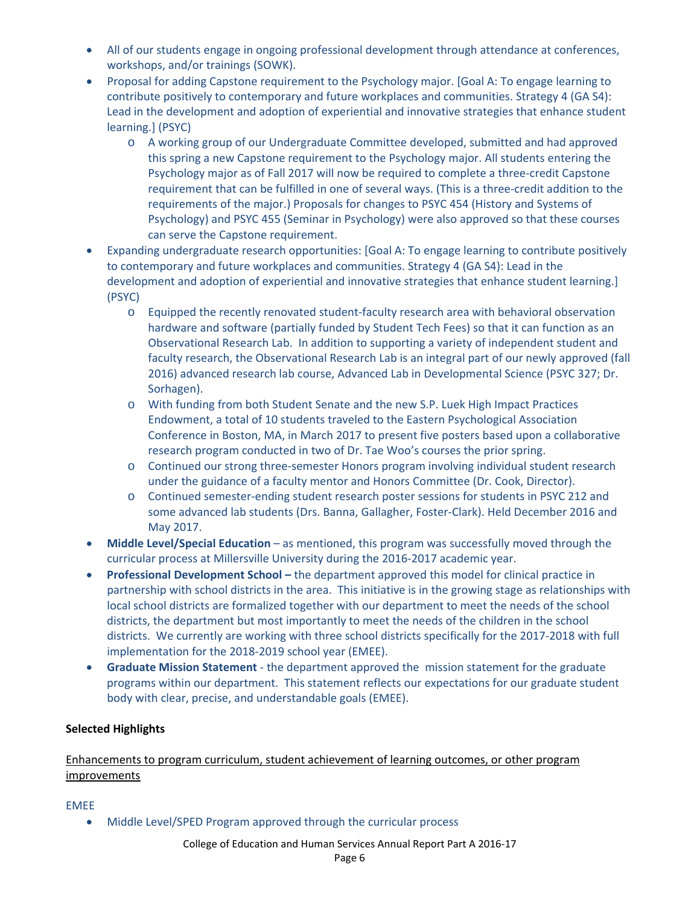- All of our students engage in ongoing professional development through attendance at conferences, workshops, and/or trainings (SOWK).
- Proposal for adding Capstone requirement to the Psychology major. [Goal A: To engage learning to contribute positively to contemporary and future workplaces and communities. Strategy 4 (GA S4): Lead in the development and adoption of experiential and innovative strategies that enhance student learning.] (PSYC)
  - A working group of our Undergraduate Committee developed, submitted and had approved this spring a new Capstone requirement to the Psychology major. All students entering the Psychology major as of Fall 2017 will now be required to complete a three-credit Capstone requirement that can be fulfilled in one of several ways. (This is a three-credit addition to the requirements of the major.) Proposals for changes to PSYC 454 (History and Systems of Psychology) and PSYC 455 (Seminar in Psychology) were also approved so that these courses can serve the Capstone requirement.
- Expanding undergraduate research opportunities: [Goal A: To engage learning to contribute positively to contemporary and future workplaces and communities. Strategy 4 (GA S4): Lead in the development and adoption of experiential and innovative strategies that enhance student learning.] (PSYC)
  - Equipped the recently renovated student-faculty research area with behavioral observation hardware and software (partially funded by Student Tech Fees) so that it can function as an Observational Research Lab. In addition to supporting a variety of independent student and faculty research, the Observational Research Lab is an integral part of our newly approved (fall 2016) advanced research lab course, Advanced Lab in Developmental Science (PSYC 327; Dr. Sorhagen).
  - With funding from both Student Senate and the new S.P. Luek High Impact Practices Endowment, a total of 10 students traveled to the Eastern Psychological Association Conference in Boston, MA, in March 2017 to present five posters based upon a collaborative research program conducted in two of Dr. Tae Woo's courses the prior spring.
  - Continued our strong three-semester Honors program involving individual student research under the guidance of a faculty mentor and Honors Committee (Dr. Cook, Director).
  - Continued semester-ending student research poster sessions for students in PSYC 212 and some advanced lab students (Drs. Banna, Gallagher, Foster-Clark). Held December 2016 and May 2017.
- **Middle Level/Special Education** – as mentioned, this program was successfully moved through the curricular process at Millersville University during the 2016-2017 academic year.
- **Professional Development School –** the department approved this model for clinical practice in partnership with school districts in the area. This initiative is in the growing stage as relationships with local school districts are formalized together with our department to meet the needs of the school districts, the department but most importantly to meet the needs of the children in the school districts. We currently are working with three school districts specifically for the 2017-2018 with full implementation for the 2018-2019 school year (EMEE).
- **Graduate Mission Statement** - the department approved the mission statement for the graduate programs within our department. This statement reflects our expectations for our graduate student body with clear, precise, and understandable goals (EMEE).

**Selected Highlights**

<u>Enhancements to program curriculum, student achievement of learning outcomes, or other program improvements</u>

EMEE

- Middle Level/SPED Program approved through the curricular process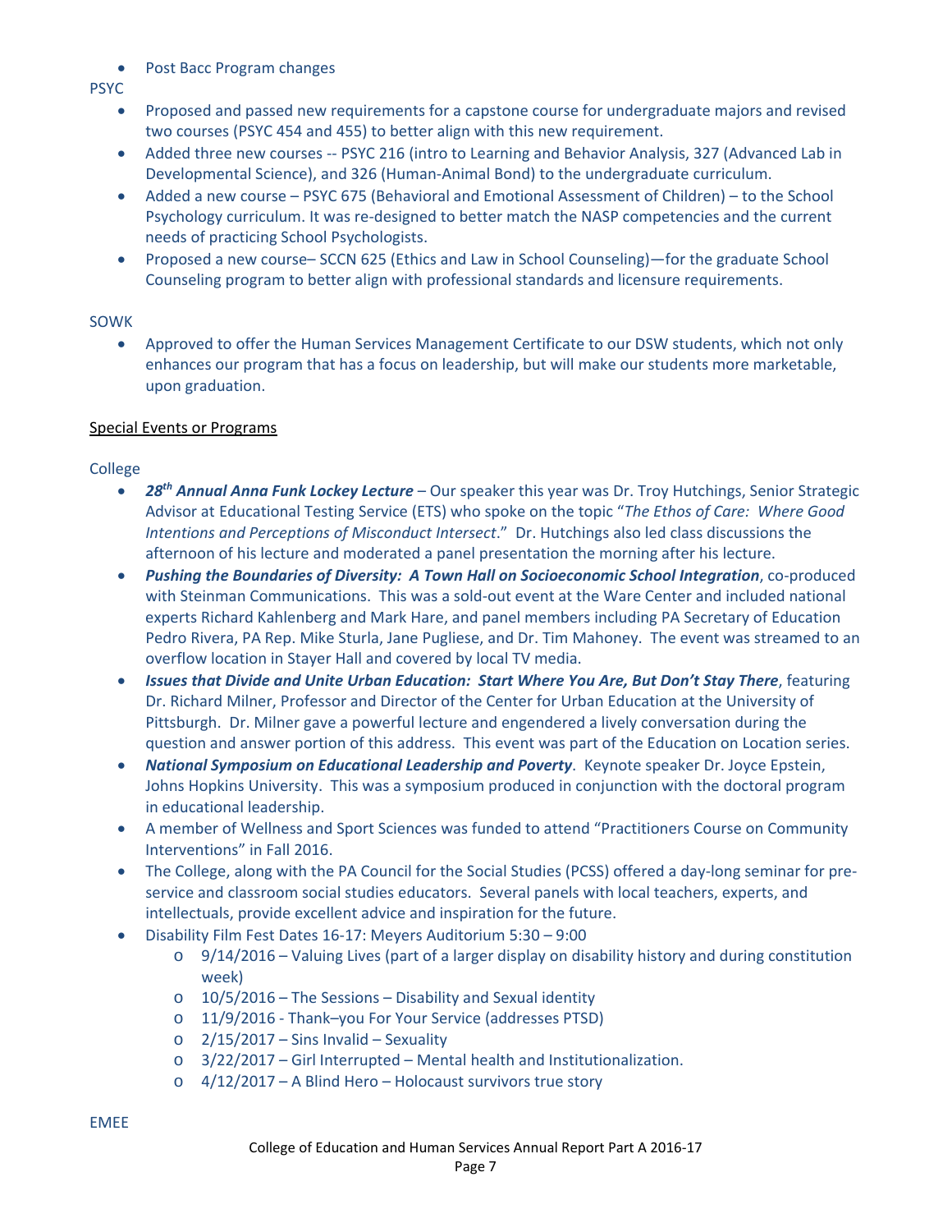- Post Bacc Program changes

PSYC

- Proposed and passed new requirements for a capstone course for undergraduate majors and revised two courses (PSYC 454 and 455) to better align with this new requirement.
- Added three new courses -- PSYC 216 (intro to Learning and Behavior Analysis, 327 (Advanced Lab in Developmental Science), and 326 (Human-Animal Bond) to the undergraduate curriculum.
- Added a new course – PSYC 675 (Behavioral and Emotional Assessment of Children) – to the School Psychology curriculum. It was re-designed to better match the NASP competencies and the current needs of practicing School Psychologists.
- Proposed a new course– SCCN 625 (Ethics and Law in School Counseling)—for the graduate School Counseling program to better align with professional standards and licensure requirements.

SOWK

- Approved to offer the Human Services Management Certificate to our DSW students, which not only enhances our program that has a focus on leadership, but will make our students more marketable, upon graduation.

<u>Special Events or Programs</u>

College

- ***28th Annual Anna Funk Lockey Lecture*** – Our speaker this year was Dr. Troy Hutchings, Senior Strategic Advisor at Educational Testing Service (ETS) who spoke on the topic "*The Ethos of Care: Where Good Intentions and Perceptions of Misconduct Intersect*." Dr. Hutchings also led class discussions the afternoon of his lecture and moderated a panel presentation the morning after his lecture.
- ***Pushing the Boundaries of Diversity: A Town Hall on Socioeconomic School Integration***, co-produced with Steinman Communications. This was a sold-out event at the Ware Center and included national experts Richard Kahlenberg and Mark Hare, and panel members including PA Secretary of Education Pedro Rivera, PA Rep. Mike Sturla, Jane Pugliese, and Dr. Tim Mahoney. The event was streamed to an overflow location in Stayer Hall and covered by local TV media.
- ***Issues that Divide and Unite Urban Education: Start Where You Are, But Don't Stay There***, featuring Dr. Richard Milner, Professor and Director of the Center for Urban Education at the University of Pittsburgh. Dr. Milner gave a powerful lecture and engendered a lively conversation during the question and answer portion of this address. This event was part of the Education on Location series.
- ***National Symposium on Educational Leadership and Poverty***. Keynote speaker Dr. Joyce Epstein, Johns Hopkins University. This was a symposium produced in conjunction with the doctoral program in educational leadership.
- A member of Wellness and Sport Sciences was funded to attend "Practitioners Course on Community Interventions" in Fall 2016.
- The College, along with the PA Council for the Social Studies (PCSS) offered a day-long seminar for pre-service and classroom social studies educators. Several panels with local teachers, experts, and intellectuals, provide excellent advice and inspiration for the future.
- Disability Film Fest Dates 16-17: Meyers Auditorium 5:30 – 9:00
  - 9/14/2016 – Valuing Lives (part of a larger display on disability history and during constitution week)
  - 10/5/2016 – The Sessions – Disability and Sexual identity
  - 11/9/2016 - Thank–you For Your Service (addresses PTSD)
  - 2/15/2017 – Sins Invalid – Sexuality
  - 3/22/2017 – Girl Interrupted – Mental health and Institutionalization.
  - 4/12/2017 – A Blind Hero – Holocaust survivors true story

EMEE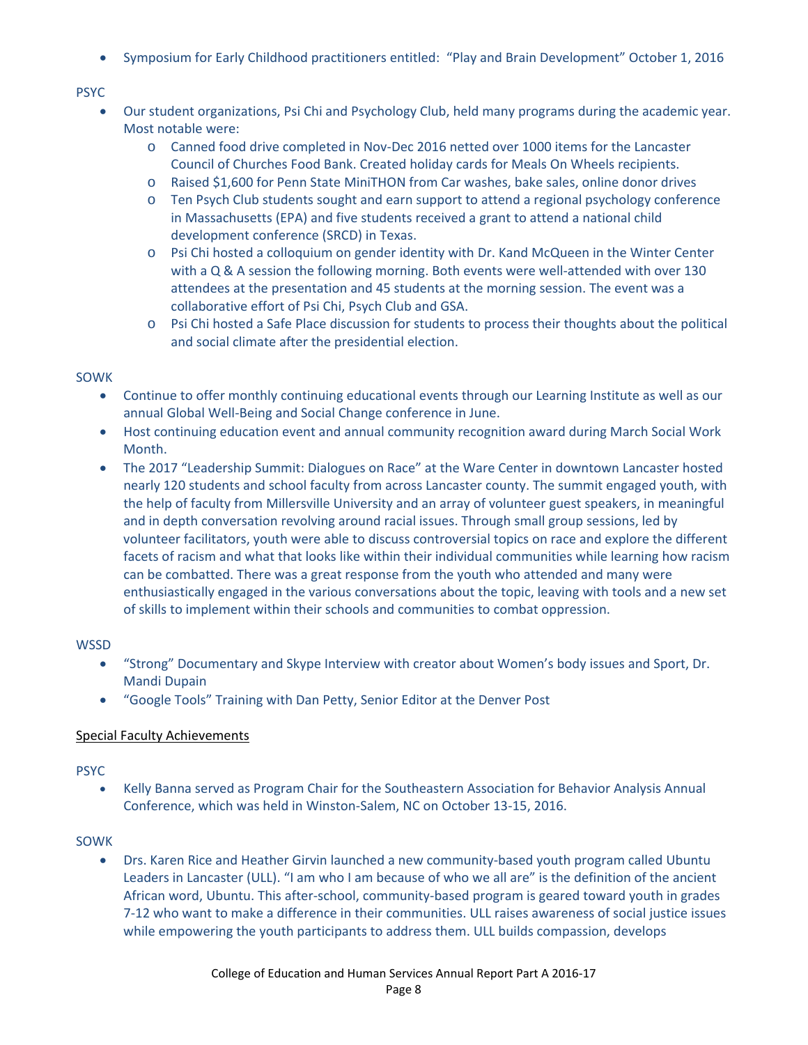- Symposium for Early Childhood practitioners entitled: "Play and Brain Development" October 1, 2016

PSYC

- Our student organizations, Psi Chi and Psychology Club, held many programs during the academic year. Most notable were:
    - Canned food drive completed in Nov-Dec 2016 netted over 1000 items for the Lancaster Council of Churches Food Bank. Created holiday cards for Meals On Wheels recipients.
    - Raised $1,600 for Penn State MiniTHON from Car washes, bake sales, online donor drives
    - Ten Psych Club students sought and earn support to attend a regional psychology conference in Massachusetts (EPA) and five students received a grant to attend a national child development conference (SRCD) in Texas.
    - Psi Chi hosted a colloquium on gender identity with Dr. Kand McQueen in the Winter Center with a Q & A session the following morning. Both events were well-attended with over 130 attendees at the presentation and 45 students at the morning session. The event was a collaborative effort of Psi Chi, Psych Club and GSA.
    - Psi Chi hosted a Safe Place discussion for students to process their thoughts about the political and social climate after the presidential election.

SOWK

- Continue to offer monthly continuing educational events through our Learning Institute as well as our annual Global Well-Being and Social Change conference in June.
- Host continuing education event and annual community recognition award during March Social Work Month.
- The 2017 "Leadership Summit: Dialogues on Race" at the Ware Center in downtown Lancaster hosted nearly 120 students and school faculty from across Lancaster county. The summit engaged youth, with the help of faculty from Millersville University and an array of volunteer guest speakers, in meaningful and in depth conversation revolving around racial issues. Through small group sessions, led by volunteer facilitators, youth were able to discuss controversial topics on race and explore the different facets of racism and what that looks like within their individual communities while learning how racism can be combatted. There was a great response from the youth who attended and many were enthusiastically engaged in the various conversations about the topic, leaving with tools and a new set of skills to implement within their schools and communities to combat oppression.

WSSD

- "Strong" Documentary and Skype Interview with creator about Women's body issues and Sport, Dr. Mandi Dupain
- "Google Tools" Training with Dan Petty, Senior Editor at the Denver Post

<u>Special Faculty Achievements</u>

PSYC

- Kelly Banna served as Program Chair for the Southeastern Association for Behavior Analysis Annual Conference, which was held in Winston-Salem, NC on October 13-15, 2016.

SOWK

- Drs. Karen Rice and Heather Girvin launched a new community-based youth program called Ubuntu Leaders in Lancaster (ULL). "I am who I am because of who we all are" is the definition of the ancient African word, Ubuntu. This after-school, community-based program is geared toward youth in grades 7-12 who want to make a difference in their communities. ULL raises awareness of social justice issues while empowering the youth participants to address them. ULL builds compassion, develops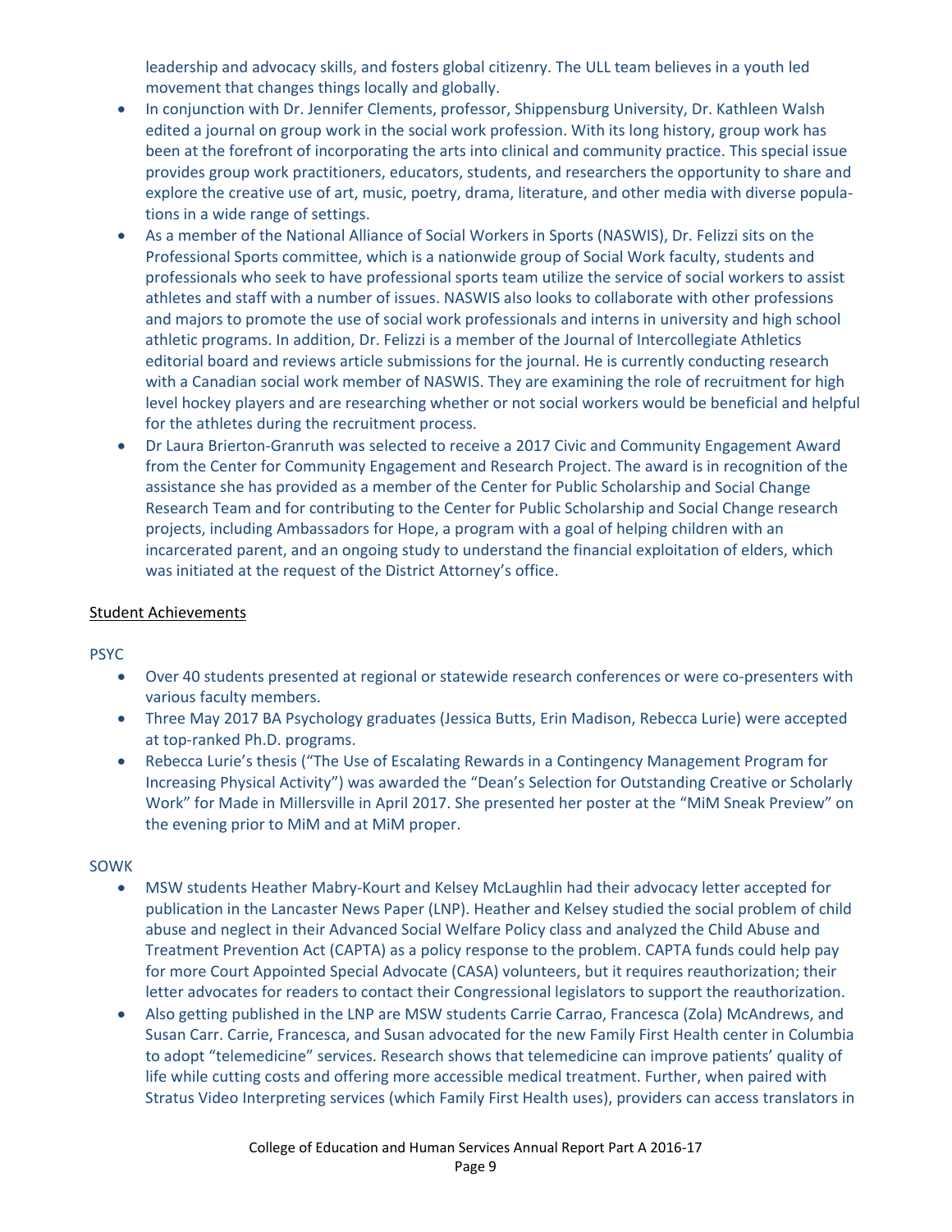leadership and advocacy skills, and fosters global citizenry. The ULL team believes in a youth led movement that changes things locally and globally.

- In conjunction with Dr. Jennifer Clements, professor, Shippensburg University, Dr. Kathleen Walsh edited a journal on group work in the social work profession. With its long history, group work has been at the forefront of incorporating the arts into clinical and community practice. This special issue provides group work practitioners, educators, students, and researchers the opportunity to share and explore the creative use of art, music, poetry, drama, literature, and other media with diverse populations in a wide range of settings.
- As a member of the National Alliance of Social Workers in Sports (NASWIS), Dr. Felizzi sits on the Professional Sports committee, which is a nationwide group of Social Work faculty, students and professionals who seek to have professional sports team utilize the service of social workers to assist athletes and staff with a number of issues. NASWIS also looks to collaborate with other professions and majors to promote the use of social work professionals and interns in university and high school athletic programs. In addition, Dr. Felizzi is a member of the Journal of Intercollegiate Athletics editorial board and reviews article submissions for the journal. He is currently conducting research with a Canadian social work member of NASWIS. They are examining the role of recruitment for high level hockey players and are researching whether or not social workers would be beneficial and helpful for the athletes during the recruitment process.
- Dr Laura Brierton-Granruth was selected to receive a 2017 Civic and Community Engagement Award from the Center for Community Engagement and Research Project. The award is in recognition of the assistance she has provided as a member of the Center for Public Scholarship and Social Change Research Team and for contributing to the Center for Public Scholarship and Social Change research projects, including Ambassadors for Hope, a program with a goal of helping children with an incarcerated parent, and an ongoing study to understand the financial exploitation of elders, which was initiated at the request of the District Attorney's office.

<u>Student Achievements</u>

PSYC

- Over 40 students presented at regional or statewide research conferences or were co-presenters with various faculty members.
- Three May 2017 BA Psychology graduates (Jessica Butts, Erin Madison, Rebecca Lurie) were accepted at top-ranked Ph.D. programs.
- Rebecca Lurie's thesis ("The Use of Escalating Rewards in a Contingency Management Program for Increasing Physical Activity") was awarded the "Dean's Selection for Outstanding Creative or Scholarly Work" for Made in Millersville in April 2017. She presented her poster at the "MiM Sneak Preview" on the evening prior to MiM and at MiM proper.

SOWK

- MSW students Heather Mabry-Kourt and Kelsey McLaughlin had their advocacy letter accepted for publication in the Lancaster News Paper (LNP). Heather and Kelsey studied the social problem of child abuse and neglect in their Advanced Social Welfare Policy class and analyzed the Child Abuse and Treatment Prevention Act (CAPTA) as a policy response to the problem. CAPTA funds could help pay for more Court Appointed Special Advocate (CASA) volunteers, but it requires reauthorization; their letter advocates for readers to contact their Congressional legislators to support the reauthorization.
- Also getting published in the LNP are MSW students Carrie Carrao, Francesca (Zola) McAndrews, and Susan Carr. Carrie, Francesca, and Susan advocated for the new Family First Health center in Columbia to adopt "telemedicine" services. Research shows that telemedicine can improve patients' quality of life while cutting costs and offering more accessible medical treatment. Further, when paired with Stratus Video Interpreting services (which Family First Health uses), providers can access translators in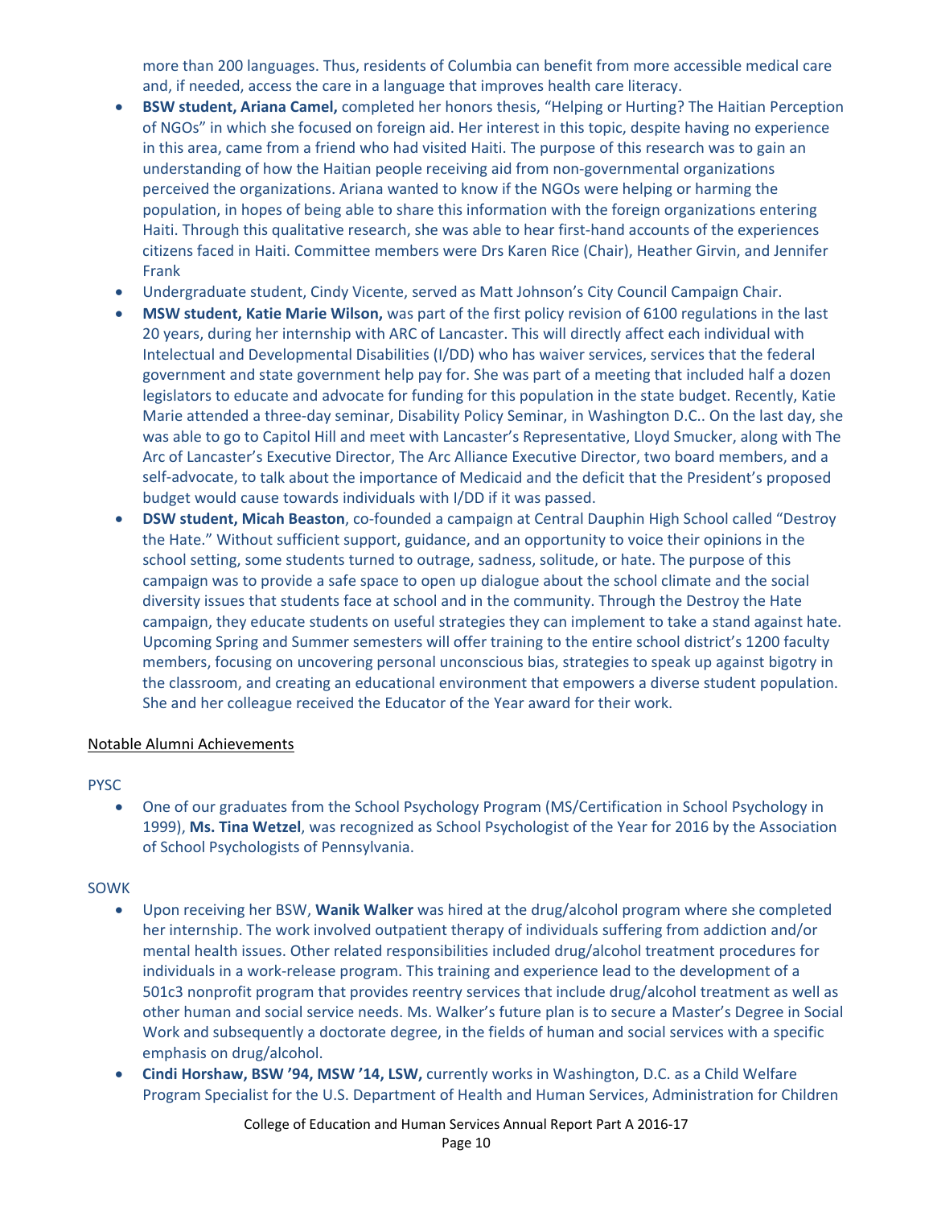more than 200 languages. Thus, residents of Columbia can benefit from more accessible medical care and, if needed, access the care in a language that improves health care literacy.

- **BSW student, Ariana Camel,** completed her honors thesis, "Helping or Hurting? The Haitian Perception of NGOs" in which she focused on foreign aid. Her interest in this topic, despite having no experience in this area, came from a friend who had visited Haiti. The purpose of this research was to gain an understanding of how the Haitian people receiving aid from non-governmental organizations perceived the organizations. Ariana wanted to know if the NGOs were helping or harming the population, in hopes of being able to share this information with the foreign organizations entering Haiti. Through this qualitative research, she was able to hear first-hand accounts of the experiences citizens faced in Haiti. Committee members were Drs Karen Rice (Chair), Heather Girvin, and Jennifer Frank
- Undergraduate student, Cindy Vicente, served as Matt Johnson's City Council Campaign Chair.
- **MSW student, Katie Marie Wilson,** was part of the first policy revision of 6100 regulations in the last 20 years, during her internship with ARC of Lancaster. This will directly affect each individual with Intelectual and Developmental Disabilities (I/DD) who has waiver services, services that the federal government and state government help pay for. She was part of a meeting that included half a dozen legislators to educate and advocate for funding for this population in the state budget. Recently, Katie Marie attended a three-day seminar, Disability Policy Seminar, in Washington D.C.. On the last day, she was able to go to Capitol Hill and meet with Lancaster's Representative, Lloyd Smucker, along with The Arc of Lancaster's Executive Director, The Arc Alliance Executive Director, two board members, and a self-advocate, to talk about the importance of Medicaid and the deficit that the President's proposed budget would cause towards individuals with I/DD if it was passed.
- **DSW student, Micah Beaston**, co-founded a campaign at Central Dauphin High School called "Destroy the Hate." Without sufficient support, guidance, and an opportunity to voice their opinions in the school setting, some students turned to outrage, sadness, solitude, or hate. The purpose of this campaign was to provide a safe space to open up dialogue about the school climate and the social diversity issues that students face at school and in the community. Through the Destroy the Hate campaign, they educate students on useful strategies they can implement to take a stand against hate. Upcoming Spring and Summer semesters will offer training to the entire school district's 1200 faculty members, focusing on uncovering personal unconscious bias, strategies to speak up against bigotry in the classroom, and creating an educational environment that empowers a diverse student population. She and her colleague received the Educator of the Year award for their work.

Notable Alumni Achievements

PYSC

- One of our graduates from the School Psychology Program (MS/Certification in School Psychology in 1999), **Ms. Tina Wetzel**, was recognized as School Psychologist of the Year for 2016 by the Association of School Psychologists of Pennsylvania.

SOWK

- Upon receiving her BSW, **Wanik Walker** was hired at the drug/alcohol program where she completed her internship. The work involved outpatient therapy of individuals suffering from addiction and/or mental health issues. Other related responsibilities included drug/alcohol treatment procedures for individuals in a work-release program. This training and experience lead to the development of a 501c3 nonprofit program that provides reentry services that include drug/alcohol treatment as well as other human and social service needs. Ms. Walker's future plan is to secure a Master's Degree in Social Work and subsequently a doctorate degree, in the fields of human and social services with a specific emphasis on drug/alcohol.
- **Cindi Horshaw, BSW '94, MSW '14, LSW,** currently works in Washington, D.C. as a Child Welfare Program Specialist for the U.S. Department of Health and Human Services, Administration for Children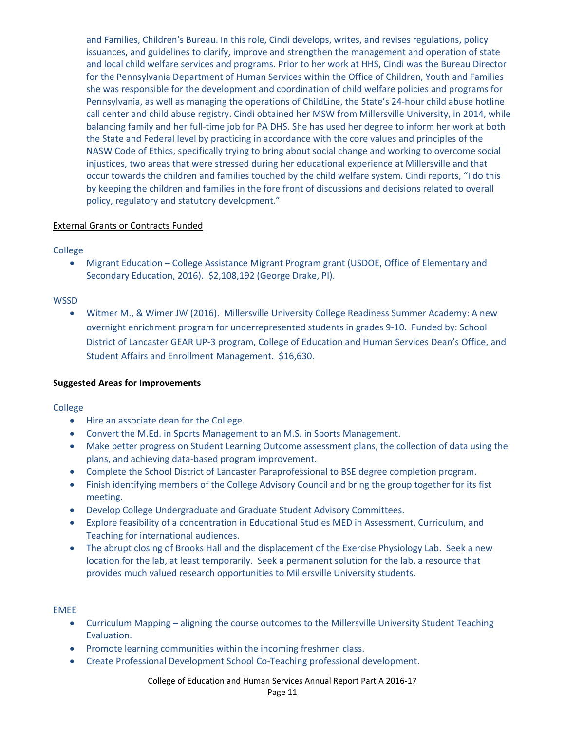and Families, Children's Bureau. In this role, Cindi develops, writes, and revises regulations, policy issuances, and guidelines to clarify, improve and strengthen the management and operation of state and local child welfare services and programs. Prior to her work at HHS, Cindi was the Bureau Director for the Pennsylvania Department of Human Services within the Office of Children, Youth and Families she was responsible for the development and coordination of child welfare policies and programs for Pennsylvania, as well as managing the operations of ChildLine, the State's 24-hour child abuse hotline call center and child abuse registry. Cindi obtained her MSW from Millersville University, in 2014, while balancing family and her full-time job for PA DHS. She has used her degree to inform her work at both the State and Federal level by practicing in accordance with the core values and principles of the NASW Code of Ethics, specifically trying to bring about social change and working to overcome social injustices, two areas that were stressed during her educational experience at Millersville and that occur towards the children and families touched by the child welfare system. Cindi reports, "I do this by keeping the children and families in the fore front of discussions and decisions related to overall policy, regulatory and statutory development."

External Grants or Contracts Funded

College

- Migrant Education – College Assistance Migrant Program grant (USDOE, Office of Elementary and Secondary Education, 2016). $2,108,192 (George Drake, PI).

WSSD

- Witmer M., & Wimer JW (2016). Millersville University College Readiness Summer Academy: A new overnight enrichment program for underrepresented students in grades 9-10. Funded by: School District of Lancaster GEAR UP-3 program, College of Education and Human Services Dean's Office, and Student Affairs and Enrollment Management. $16,630.

**Suggested Areas for Improvements**

College

- Hire an associate dean for the College.
- Convert the M.Ed. in Sports Management to an M.S. in Sports Management.
- Make better progress on Student Learning Outcome assessment plans, the collection of data using the plans, and achieving data-based program improvement.
- Complete the School District of Lancaster Paraprofessional to BSE degree completion program.
- Finish identifying members of the College Advisory Council and bring the group together for its fist meeting.
- Develop College Undergraduate and Graduate Student Advisory Committees.
- Explore feasibility of a concentration in Educational Studies MED in Assessment, Curriculum, and Teaching for international audiences.
- The abrupt closing of Brooks Hall and the displacement of the Exercise Physiology Lab. Seek a new location for the lab, at least temporarily. Seek a permanent solution for the lab, a resource that provides much valued research opportunities to Millersville University students.

EMEE

- Curriculum Mapping – aligning the course outcomes to the Millersville University Student Teaching Evaluation.
- Promote learning communities within the incoming freshmen class.
- Create Professional Development School Co-Teaching professional development.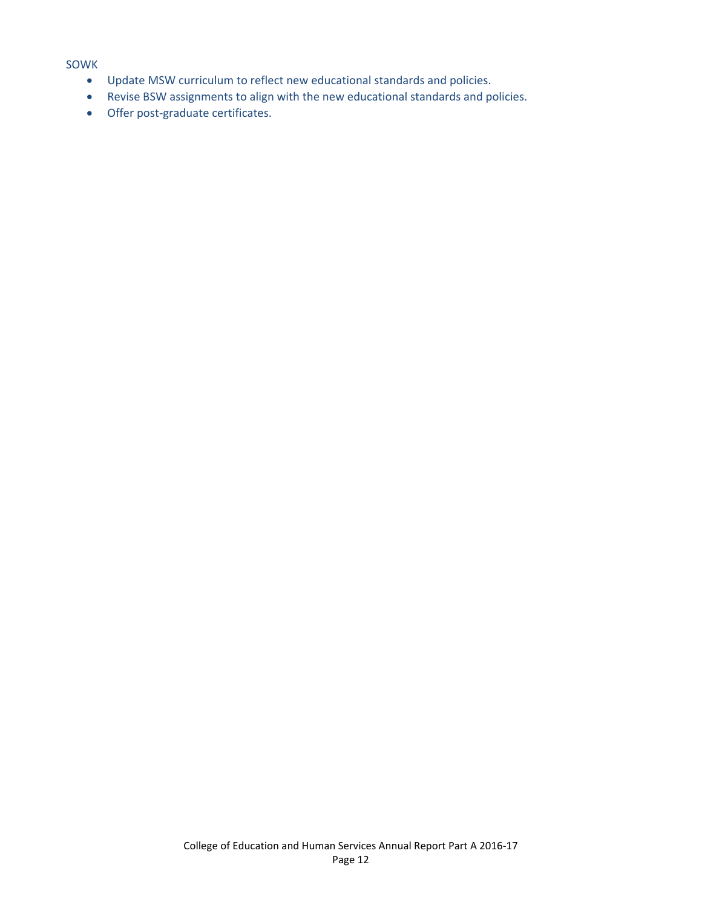SOWK

- Update MSW curriculum to reflect new educational standards and policies.
- Revise BSW assignments to align with the new educational standards and policies.
- Offer post-graduate certificates.